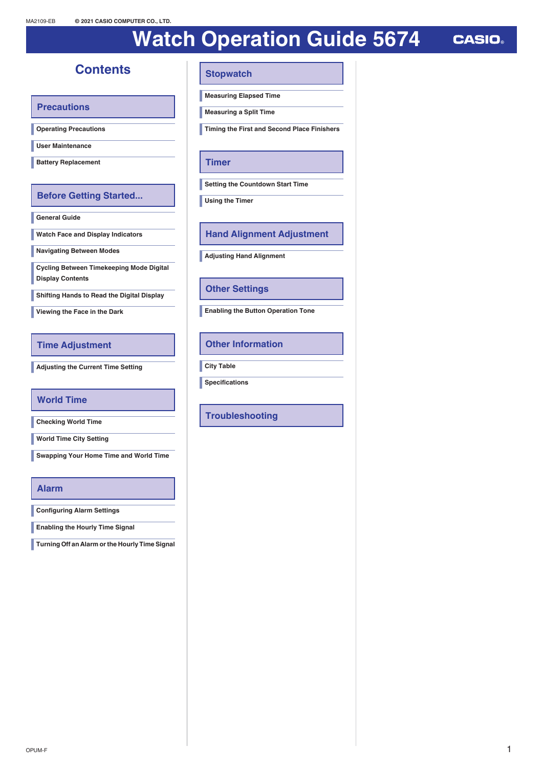MA2109-EB © 2021 CASIO COMPUTER CO., LTD.

# Watch Operation Guide 5674

CASIO

## Contents

### Precautions

- Operating Precautions
- User Maintenance
- Battery Replacement

### Before Getting Started...

- General Guide
- Watch Face and Display Indicators
- Navigating Between Modes
- Cycling Between Timekeeping Mode Digital Display Contents
- Shifting Hands to Read the Digital Display
- Viewing the Face in the Dark

### Time Adjustment

- Adjusting the Current Time Setting

### World Time

- Checking World Time
- World Time City Setting
- Swapping Your Home Time and World Time

### Alarm

- Configuring Alarm Settings
- Enabling the Hourly Time Signal
- Turning Off an Alarm or the Hourly Time Signal

### Stopwatch

- Measuring Elapsed Time
- Measuring a Split Time
- Timing the First and Second Place Finishers

### Timer

- Setting the Countdown Start Time
- Using the Timer

### Hand Alignment Adjustment

- Adjusting Hand Alignment

### Other Settings

- Enabling the Button Operation Tone

### Other Information

- City Table
- Specifications

### Troubleshooting

OPUM-F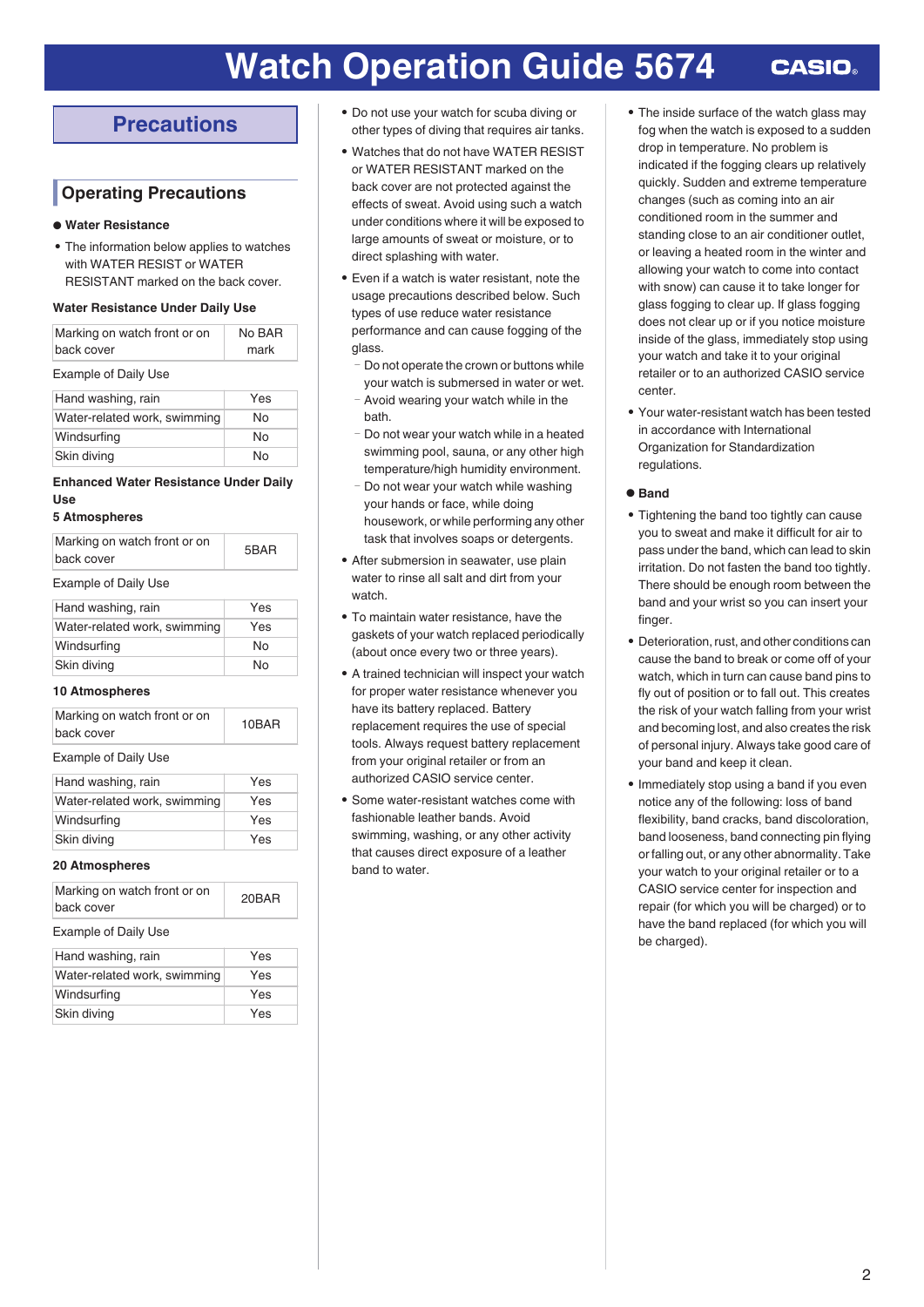# Watch Operation Guide 5674

## Precautions

### Operating Precautions

**● Water Resistance**

- The information below applies to watches with WATER RESIST or WATER RESISTANT marked on the back cover.

**Water Resistance Under Daily Use**

| Marking on watch front or on back cover | No BAR mark |
|---|---|

Example of Daily Use

| Hand washing, rain | Yes |
|---|---|
| Water-related work, swimming | No |
| Windsurfing | No |
| Skin diving | No |

**Enhanced Water Resistance Under Daily Use**

**5 Atmospheres**

| Marking on watch front or on back cover | 5BAR |
|---|---|

Example of Daily Use

| Hand washing, rain | Yes |
|---|---|
| Water-related work, swimming | Yes |
| Windsurfing | No |
| Skin diving | No |

**10 Atmospheres**

| Marking on watch front or on back cover | 10BAR |
|---|---|

Example of Daily Use

| Hand washing, rain | Yes |
|---|---|
| Water-related work, swimming | Yes |
| Windsurfing | Yes |
| Skin diving | Yes |

**20 Atmospheres**

| Marking on watch front or on back cover | 20BAR |
|---|---|

Example of Daily Use

| Hand washing, rain | Yes |
|---|---|
| Water-related work, swimming | Yes |
| Windsurfing | Yes |
| Skin diving | Yes |

- Do not use your watch for scuba diving or other types of diving that requires air tanks.
- Watches that do not have WATER RESIST or WATER RESISTANT marked on the back cover are not protected against the effects of sweat. Avoid using such a watch under conditions where it will be exposed to large amounts of sweat or moisture, or to direct splashing with water.
- Even if a watch is water resistant, note the usage precautions described below. Such types of use reduce water resistance performance and can cause fogging of the glass.
  - Do not operate the crown or buttons while your watch is submersed in water or wet.
  - Avoid wearing your watch while in the bath.
  - Do not wear your watch while in a heated swimming pool, sauna, or any other high temperature/high humidity environment.
  - Do not wear your watch while washing your hands or face, while doing housework, or while performing any other task that involves soaps or detergents.
- After submersion in seawater, use plain water to rinse all salt and dirt from your watch.
- To maintain water resistance, have the gaskets of your watch replaced periodically (about once every two or three years).
- A trained technician will inspect your watch for proper water resistance whenever you have its battery replaced. Battery replacement requires the use of special tools. Always request battery replacement from your original retailer or from an authorized CASIO service center.
- Some water-resistant watches come with fashionable leather bands. Avoid swimming, washing, or any other activity that causes direct exposure of a leather band to water.
- The inside surface of the watch glass may fog when the watch is exposed to a sudden drop in temperature. No problem is indicated if the fogging clears up relatively quickly. Sudden and extreme temperature changes (such as coming into an air conditioned room in the summer and standing close to an air conditioner outlet, or leaving a heated room in the winter and allowing your watch to come into contact with snow) can cause it to take longer for glass fogging to clear up. If glass fogging does not clear up or if you notice moisture inside of the glass, immediately stop using your watch and take it to your original retailer or to an authorized CASIO service center.
- Your water-resistant watch has been tested in accordance with International Organization for Standardization regulations.

**● Band**

- Tightening the band too tightly can cause you to sweat and make it difficult for air to pass under the band, which can lead to skin irritation. Do not fasten the band too tightly. There should be enough room between the band and your wrist so you can insert your finger.
- Deterioration, rust, and other conditions can cause the band to break or come off of your watch, which in turn can cause band pins to fly out of position or to fall out. This creates the risk of your watch falling from your wrist and becoming lost, and also creates the risk of personal injury. Always take good care of your band and keep it clean.
- Immediately stop using a band if you even notice any of the following: loss of band flexibility, band cracks, band discoloration, band looseness, band connecting pin flying or falling out, or any other abnormality. Take your watch to your original retailer or to a CASIO service center for inspection and repair (for which you will be charged) or to have the band replaced (for which you will be charged).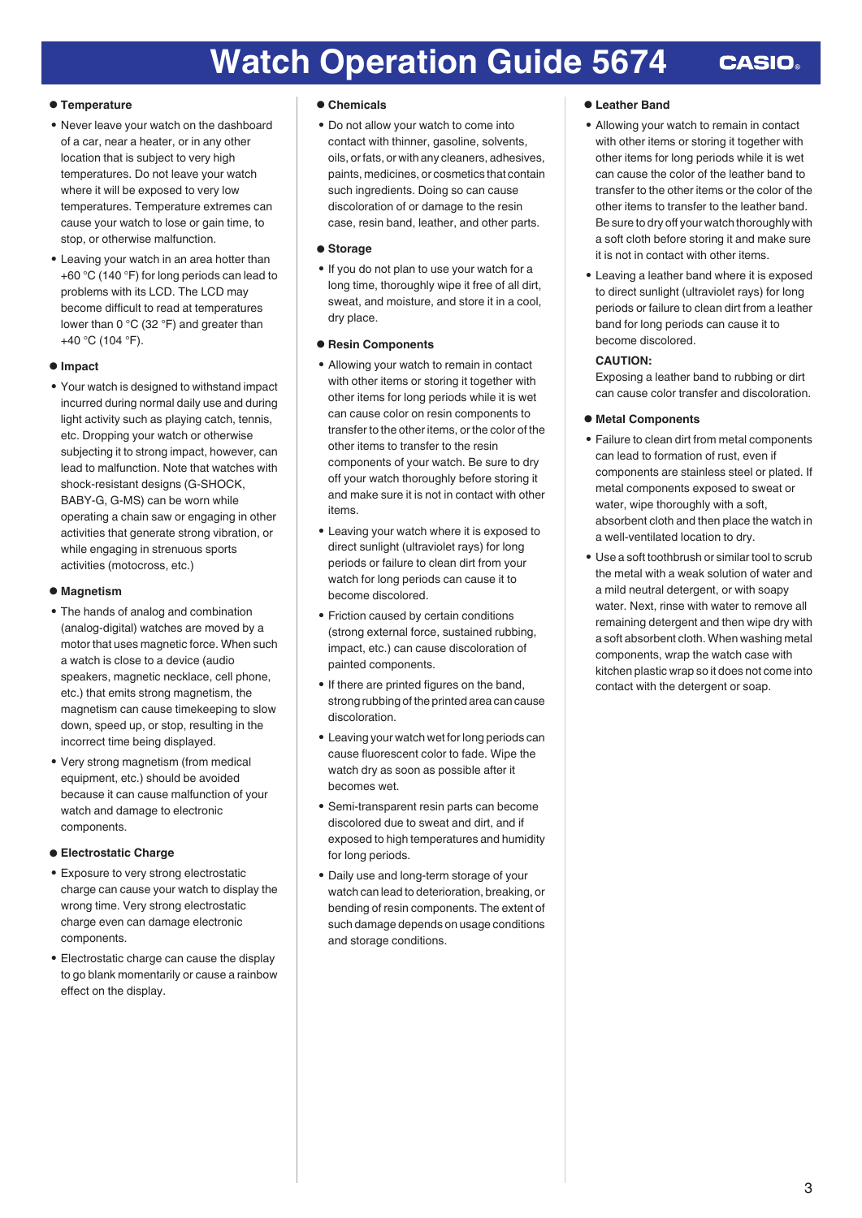### Temperature

- Never leave your watch on the dashboard of a car, near a heater, or in any other location that is subject to very high temperatures. Do not leave your watch where it will be exposed to very low temperatures. Temperature extremes can cause your watch to lose or gain time, to stop, or otherwise malfunction.
- Leaving your watch in an area hotter than +60 °C (140 °F) for long periods can lead to problems with its LCD. The LCD may become difficult to read at temperatures lower than 0 °C (32 °F) and greater than +40 °C (104 °F).

### Impact

- Your watch is designed to withstand impact incurred during normal daily use and during light activity such as playing catch, tennis, etc. Dropping your watch or otherwise subjecting it to strong impact, however, can lead to malfunction. Note that watches with shock-resistant designs (G-SHOCK, BABY-G, G-MS) can be worn while operating a chain saw or engaging in other activities that generate strong vibration, or while engaging in strenuous sports activities (motocross, etc.)

### Magnetism

- The hands of analog and combination (analog-digital) watches are moved by a motor that uses magnetic force. When such a watch is close to a device (audio speakers, magnetic necklace, cell phone, etc.) that emits strong magnetism, the magnetism can cause timekeeping to slow down, speed up, or stop, resulting in the incorrect time being displayed.
- Very strong magnetism (from medical equipment, etc.) should be avoided because it can cause malfunction of your watch and damage to electronic components.

### Electrostatic Charge

- Exposure to very strong electrostatic charge can cause your watch to display the wrong time. Very strong electrostatic charge even can damage electronic components.
- Electrostatic charge can cause the display to go blank momentarily or cause a rainbow effect on the display.

### Chemicals

- Do not allow your watch to come into contact with thinner, gasoline, solvents, oils, or fats, or with any cleaners, adhesives, paints, medicines, or cosmetics that contain such ingredients. Doing so can cause discoloration of or damage to the resin case, resin band, leather, and other parts.

### Storage

- If you do not plan to use your watch for a long time, thoroughly wipe it free of all dirt, sweat, and moisture, and store it in a cool, dry place.

### Resin Components

- Allowing your watch to remain in contact with other items or storing it together with other items for long periods while it is wet can cause color on resin components to transfer to the other items, or the color of the other items to transfer to the resin components of your watch. Be sure to dry off your watch thoroughly before storing it and make sure it is not in contact with other items.
- Leaving your watch where it is exposed to direct sunlight (ultraviolet rays) for long periods or failure to clean dirt from your watch for long periods can cause it to become discolored.
- Friction caused by certain conditions (strong external force, sustained rubbing, impact, etc.) can cause discoloration of painted components.
- If there are printed figures on the band, strong rubbing of the printed area can cause discoloration.
- Leaving your watch wet for long periods can cause fluorescent color to fade. Wipe the watch dry as soon as possible after it becomes wet.
- Semi-transparent resin parts can become discolored due to sweat and dirt, and if exposed to high temperatures and humidity for long periods.
- Daily use and long-term storage of your watch can lead to deterioration, breaking, or bending of resin components. The extent of such damage depends on usage conditions and storage conditions.

### Leather Band

- Allowing your watch to remain in contact with other items or storing it together with other items for long periods while it is wet can cause the color of the leather band to transfer to the other items or the color of the other items to transfer to the leather band. Be sure to dry off your watch thoroughly with a soft cloth before storing it and make sure it is not in contact with other items.
- Leaving a leather band where it is exposed to direct sunlight (ultraviolet rays) for long periods or failure to clean dirt from a leather band for long periods can cause it to become discolored.

**CAUTION:**
Exposing a leather band to rubbing or dirt can cause color transfer and discoloration.

### Metal Components

- Failure to clean dirt from metal components can lead to formation of rust, even if components are stainless steel or plated. If metal components exposed to sweat or water, wipe thoroughly with a soft, absorbent cloth and then place the watch in a well-ventilated location to dry.
- Use a soft toothbrush or similar tool to scrub the metal with a weak solution of water and a mild neutral detergent, or with soapy water. Next, rinse with water to remove all remaining detergent and then wipe dry with a soft absorbent cloth. When washing metal components, wrap the watch case with kitchen plastic wrap so it does not come into contact with the detergent or soap.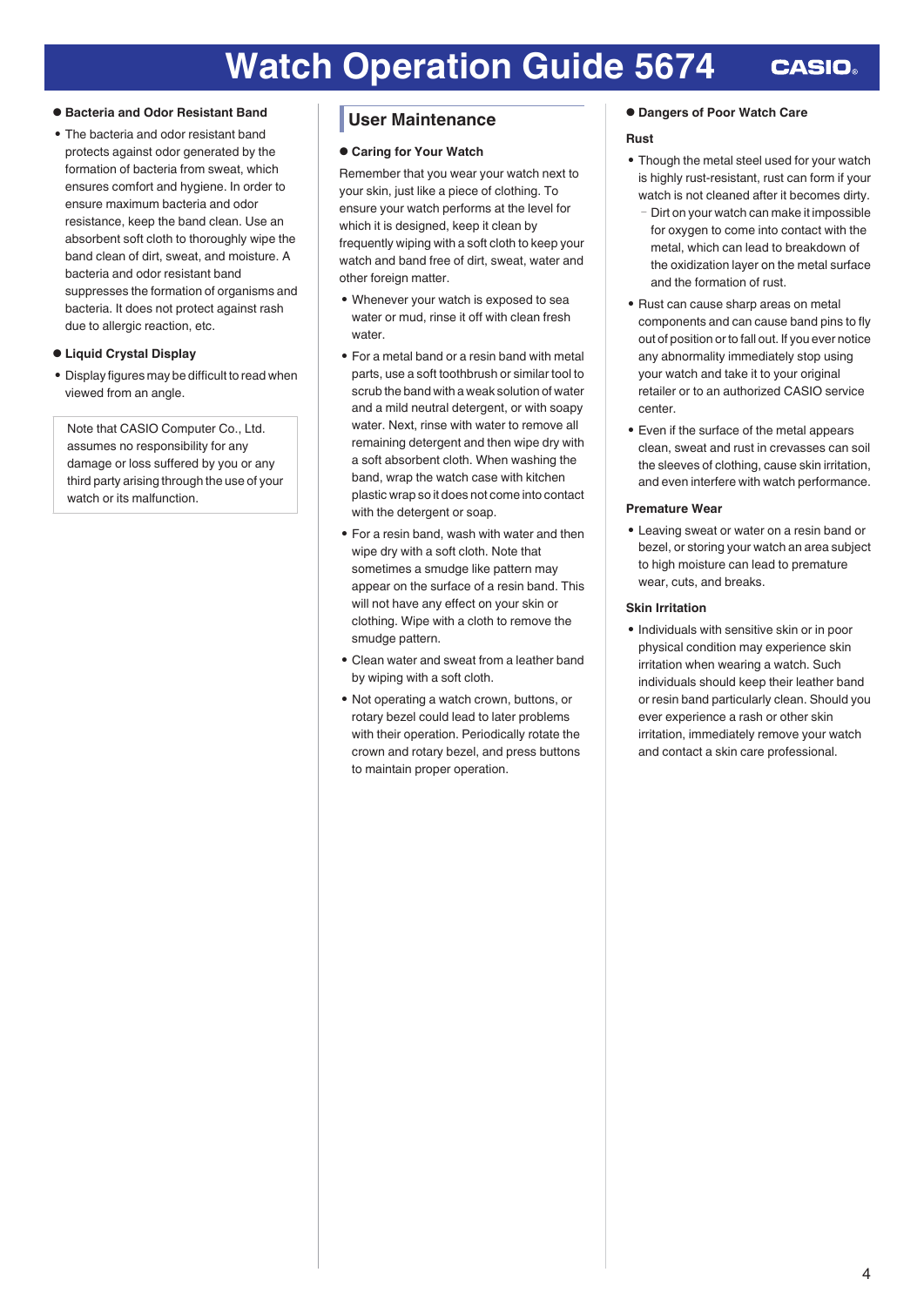### Bacteria and Odor Resistant Band

- The bacteria and odor resistant band protects against odor generated by the formation of bacteria from sweat, which ensures comfort and hygiene. In order to ensure maximum bacteria and odor resistance, keep the band clean. Use an absorbent soft cloth to thoroughly wipe the band clean of dirt, sweat, and moisture. A bacteria and odor resistant band suppresses the formation of organisms and bacteria. It does not protect against rash due to allergic reaction, etc.

### Liquid Crystal Display

- Display figures may be difficult to read when viewed from an angle.

> Note that CASIO Computer Co., Ltd. assumes no responsibility for any damage or loss suffered by you or any third party arising through the use of your watch or its malfunction.

## User Maintenance

### Caring for Your Watch

Remember that you wear your watch next to your skin, just like a piece of clothing. To ensure your watch performs at the level for which it is designed, keep it clean by frequently wiping with a soft cloth to keep your watch and band free of dirt, sweat, water and other foreign matter.

- Whenever your watch is exposed to sea water or mud, rinse it off with clean fresh water.
- For a metal band or a resin band with metal parts, use a soft toothbrush or similar tool to scrub the band with a weak solution of water and a mild neutral detergent, or with soapy water. Next, rinse with water to remove all remaining detergent and then wipe dry with a soft absorbent cloth. When washing the band, wrap the watch case with kitchen plastic wrap so it does not come into contact with the detergent or soap.
- For a resin band, wash with water and then wipe dry with a soft cloth. Note that sometimes a smudge like pattern may appear on the surface of a resin band. This will not have any effect on your skin or clothing. Wipe with a cloth to remove the smudge pattern.
- Clean water and sweat from a leather band by wiping with a soft cloth.
- Not operating a watch crown, buttons, or rotary bezel could lead to later problems with their operation. Periodically rotate the crown and rotary bezel, and press buttons to maintain proper operation.

### Dangers of Poor Watch Care

**Rust**

- Though the metal steel used for your watch is highly rust-resistant, rust can form if your watch is not cleaned after it becomes dirty.
  - Dirt on your watch can make it impossible for oxygen to come into contact with the metal, which can lead to breakdown of the oxidization layer on the metal surface and the formation of rust.
- Rust can cause sharp areas on metal components and can cause band pins to fly out of position or to fall out. If you ever notice any abnormality immediately stop using your watch and take it to your original retailer or to an authorized CASIO service center.
- Even if the surface of the metal appears clean, sweat and rust in crevasses can soil the sleeves of clothing, cause skin irritation, and even interfere with watch performance.

**Premature Wear**

- Leaving sweat or water on a resin band or bezel, or storing your watch an area subject to high moisture can lead to premature wear, cuts, and breaks.

**Skin Irritation**

- Individuals with sensitive skin or in poor physical condition may experience skin irritation when wearing a watch. Such individuals should keep their leather band or resin band particularly clean. Should you ever experience a rash or other skin irritation, immediately remove your watch and contact a skin care professional.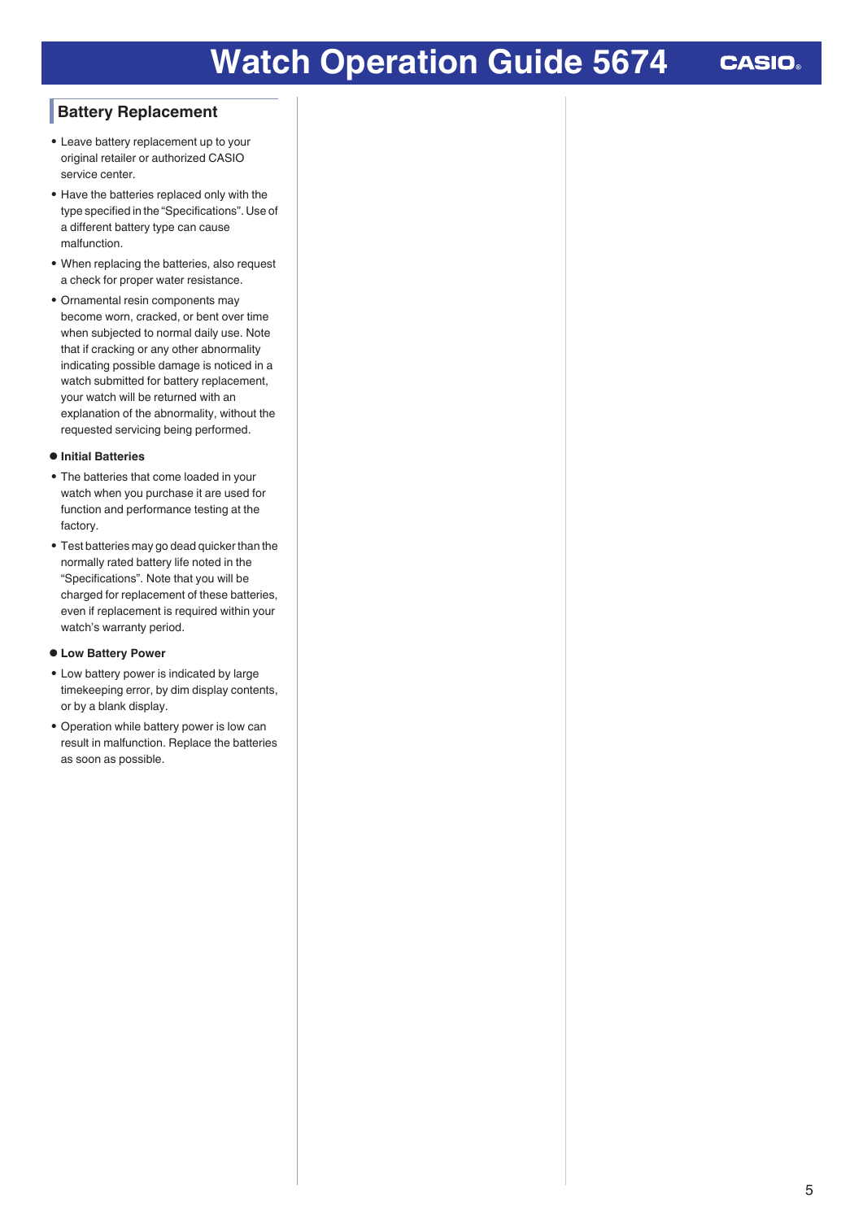## Battery Replacement

- Leave battery replacement up to your original retailer or authorized CASIO service center.
- Have the batteries replaced only with the type specified in the "Specifications". Use of a different battery type can cause malfunction.
- When replacing the batteries, also request a check for proper water resistance.
- Ornamental resin components may become worn, cracked, or bent over time when subjected to normal daily use. Note that if cracking or any other abnormality indicating possible damage is noticed in a watch submitted for battery replacement, your watch will be returned with an explanation of the abnormality, without the requested servicing being performed.

### ● Initial Batteries

- The batteries that come loaded in your watch when you purchase it are used for function and performance testing at the factory.
- Test batteries may go dead quicker than the normally rated battery life noted in the "Specifications". Note that you will be charged for replacement of these batteries, even if replacement is required within your watch's warranty period.

### ● Low Battery Power

- Low battery power is indicated by large timekeeping error, by dim display contents, or by a blank display.
- Operation while battery power is low can result in malfunction. Replace the batteries as soon as possible.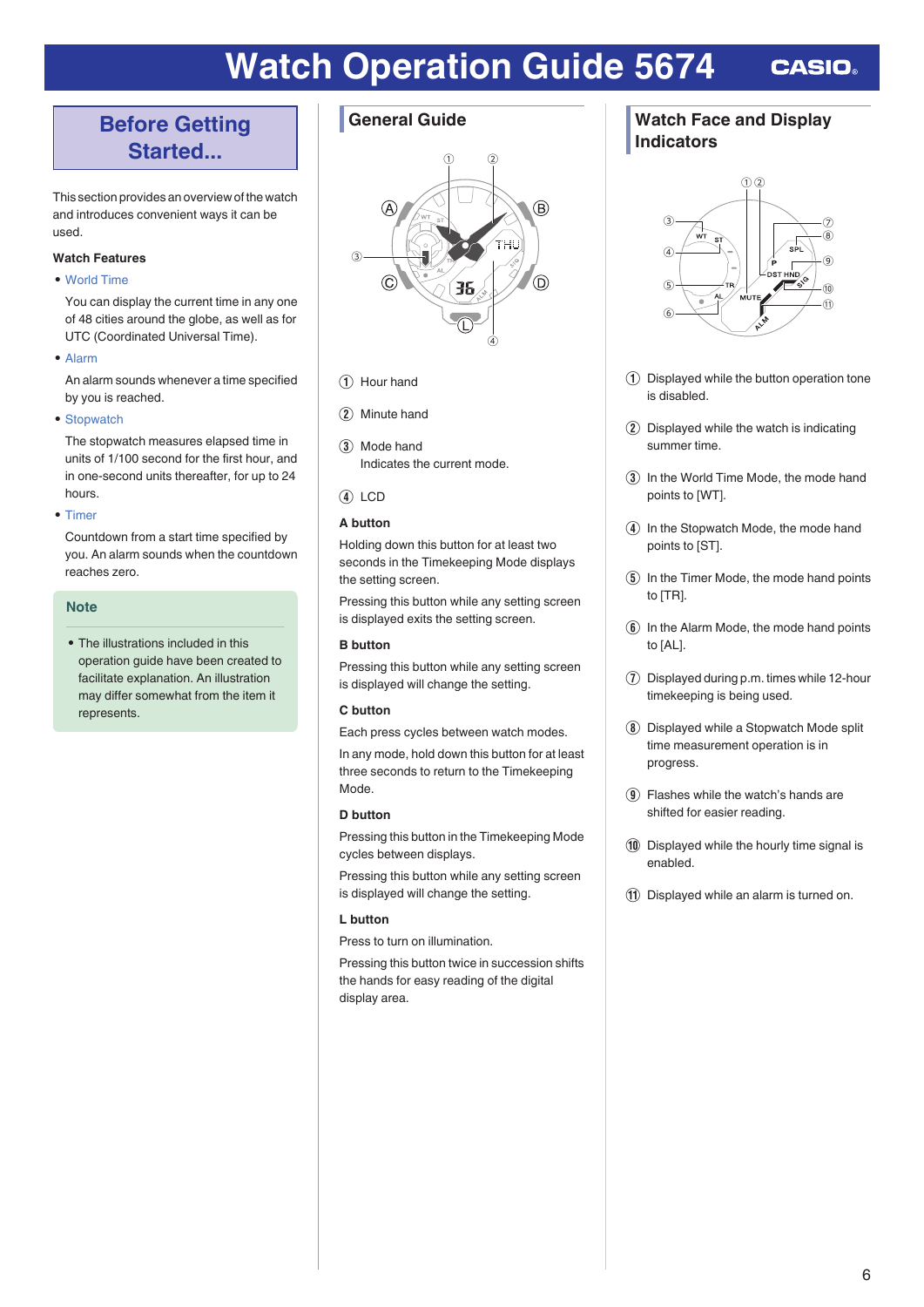# Watch Operation Guide 5674

## Before Getting Started...

This section provides an overview of the watch and introduces convenient ways it can be used.

**Watch Features**

- World Time

  You can display the current time in any one of 48 cities around the globe, as well as for UTC (Coordinated Universal Time).

- Alarm

  An alarm sounds whenever a time specified by you is reached.

- Stopwatch

  The stopwatch measures elapsed time in units of 1/100 second for the first hour, and in one-second units thereafter, for up to 24 hours.

- Timer

  Countdown from a start time specified by you. An alarm sounds when the countdown reaches zero.

**Note**

- The illustrations included in this operation guide have been created to facilitate explanation. An illustration may differ somewhat from the item it represents.

## General Guide

① Hour hand

② Minute hand

③ Mode hand
Indicates the current mode.

④ LCD

**A button**

Holding down this button for at least two seconds in the Timekeeping Mode displays the setting screen.

Pressing this button while any setting screen is displayed exits the setting screen.

**B button**

Pressing this button while any setting screen is displayed will change the setting.

**C button**

Each press cycles between watch modes.

In any mode, hold down this button for at least three seconds to return to the Timekeeping Mode.

**D button**

Pressing this button in the Timekeeping Mode cycles between displays.

Pressing this button while any setting screen is displayed will change the setting.

**L button**

Press to turn on illumination.

Pressing this button twice in succession shifts the hands for easy reading of the digital display area.

## Watch Face and Display Indicators

① Displayed while the button operation tone is disabled.

② Displayed while the watch is indicating summer time.

③ In the World Time Mode, the mode hand points to [WT].

④ In the Stopwatch Mode, the mode hand points to [ST].

⑤ In the Timer Mode, the mode hand points to [TR].

⑥ In the Alarm Mode, the mode hand points to [AL].

⑦ Displayed during p.m. times while 12-hour timekeeping is being used.

⑧ Displayed while a Stopwatch Mode split time measurement operation is in progress.

⑨ Flashes while the watch's hands are shifted for easier reading.

⑩ Displayed while the hourly time signal is enabled.

⑪ Displayed while an alarm is turned on.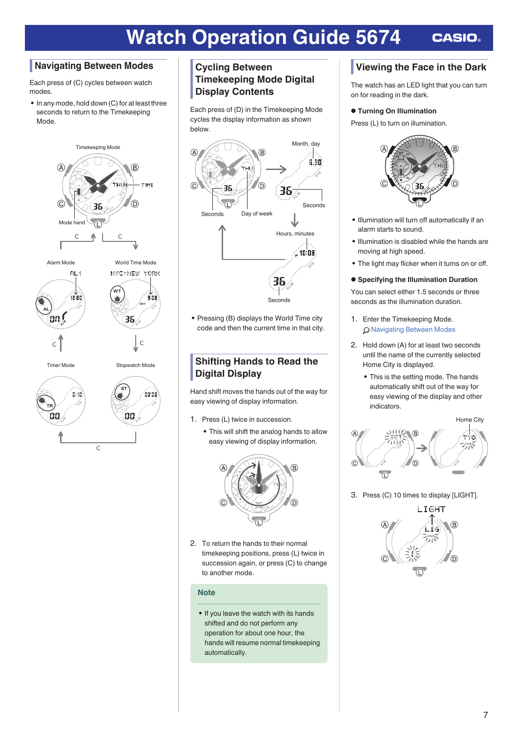# Watch Operation Guide 5674

## Navigating Between Modes

Each press of (C) cycles between watch modes.

- In any mode, hold down (C) for at least three seconds to return to the Timekeeping Mode.

## Cycling Between Timekeeping Mode Digital Display Contents

Each press of (D) in the Timekeeping Mode cycles the display information as shown below.

- Pressing (B) displays the World Time city code and then the current time in that city.

## Shifting Hands to Read the Digital Display

Hand shift moves the hands out of the way for easy viewing of display information.

1. Press (L) twice in succession.
   - This will shift the analog hands to allow easy viewing of display information.

2. To return the hands to their normal timekeeping positions, press (L) twice in succession again, or press (C) to change to another mode.

**Note**

- If you leave the watch with its hands shifted and do not perform any operation for about one hour, the hands will resume normal timekeeping automatically.

## Viewing the Face in the Dark

The watch has an LED light that you can turn on for reading in the dark.

### ● Turning On Illumination

Press (L) to turn on illumination.

- Illumination will turn off automatically if an alarm starts to sound.
- Illumination is disabled while the hands are moving at high speed.
- The light may flicker when it turns on or off.

### ● Specifying the Illumination Duration

You can select either 1.5 seconds or three seconds as the illumination duration.

1. Enter the Timekeeping Mode.
   Navigating Between Modes

2. Hold down (A) for at least two seconds until the name of the currently selected Home City is displayed.
   - This is the setting mode. The hands automatically shift out of the way for easy viewing of the display and other indicators.

3. Press (C) 10 times to display [LIGHT].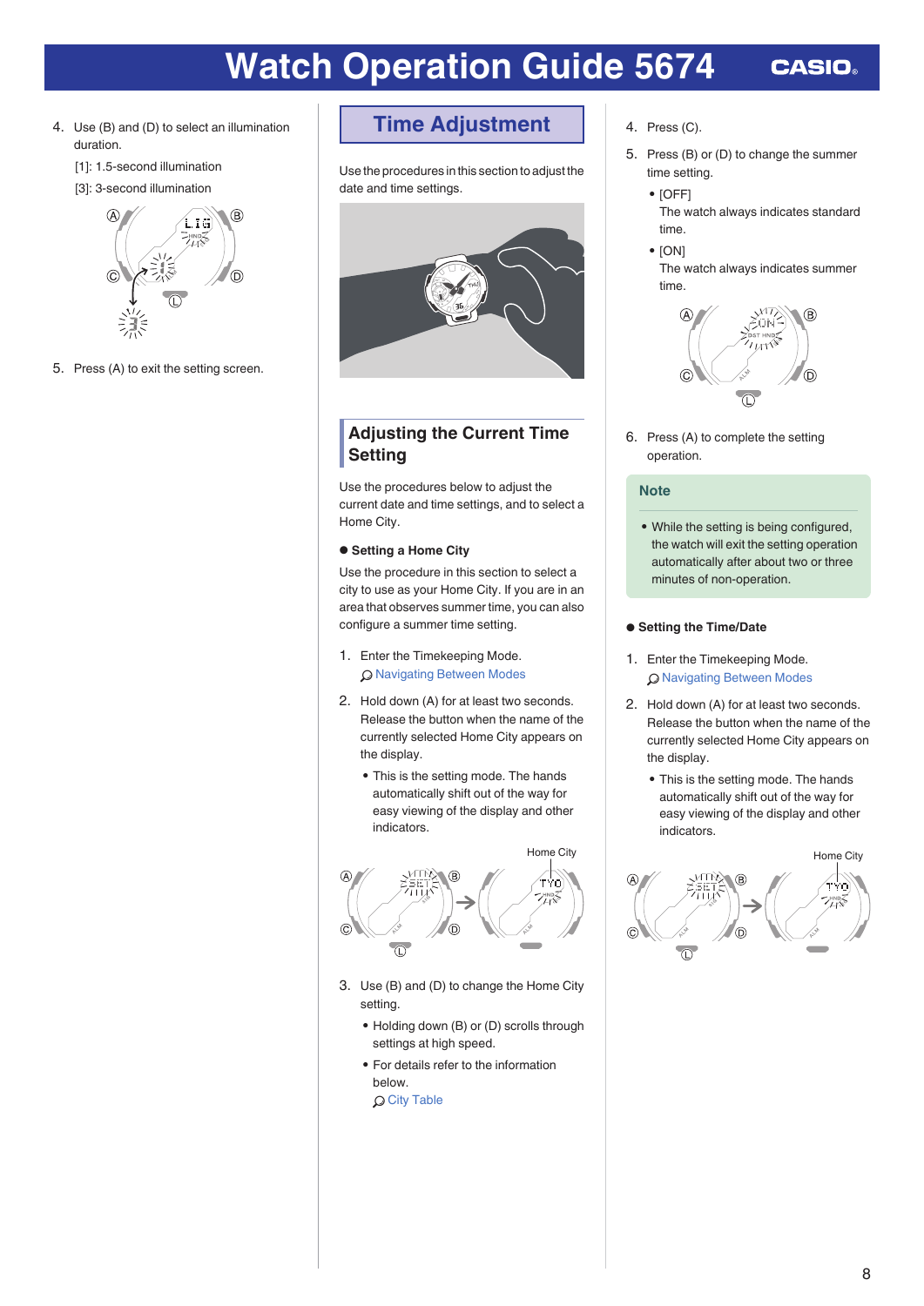4. Use (B) and (D) to select an illumination duration.

   [1]: 1.5-second illumination

   [3]: 3-second illumination

5. Press (A) to exit the setting screen.

## Time Adjustment

Use the procedures in this section to adjust the date and time settings.

### Adjusting the Current Time Setting

Use the procedures below to adjust the current date and time settings, and to select a Home City.

**● Setting a Home City**

Use the procedure in this section to select a city to use as your Home City. If you are in an area that observes summer time, you can also configure a summer time setting.

1. Enter the Timekeeping Mode.

   Navigating Between Modes

2. Hold down (A) for at least two seconds. Release the button when the name of the currently selected Home City appears on the display.

   - This is the setting mode. The hands automatically shift out of the way for easy viewing of the display and other indicators.

Home City

3. Use (B) and (D) to change the Home City setting.

   - Holding down (B) or (D) scrolls through settings at high speed.
   - For details refer to the information below.

     City Table

4. Press (C).

5. Press (B) or (D) to change the summer time setting.

   - [OFF]
     The watch always indicates standard time.
   - [ON]
     The watch always indicates summer time.

6. Press (A) to complete the setting operation.

**Note**

- While the setting is being configured, the watch will exit the setting operation automatically after about two or three minutes of non-operation.

**● Setting the Time/Date**

1. Enter the Timekeeping Mode.

   Navigating Between Modes

2. Hold down (A) for at least two seconds. Release the button when the name of the currently selected Home City appears on the display.

   - This is the setting mode. The hands automatically shift out of the way for easy viewing of the display and other indicators.

Home City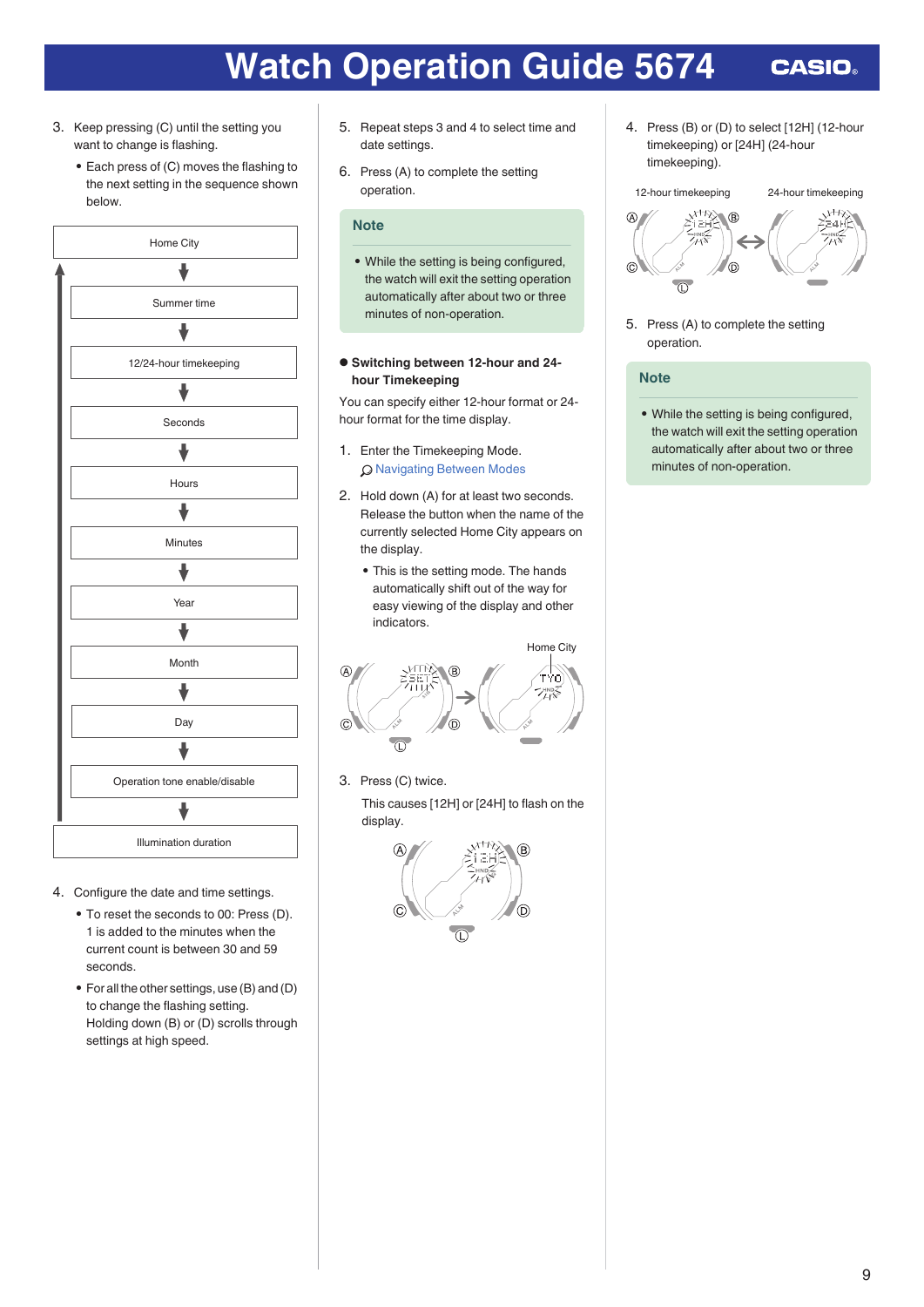3. Keep pressing (C) until the setting you want to change is flashing.
   - Each press of (C) moves the flashing to the next setting in the sequence shown below.

Home City → Summer time → 12/24-hour timekeeping → Seconds → Hours → Minutes → Year → Month → Day → Operation tone enable/disable → Illumination duration

4. Configure the date and time settings.
   - To reset the seconds to 00: Press (D). 1 is added to the minutes when the current count is between 30 and 59 seconds.
   - For all the other settings, use (B) and (D) to change the flashing setting. Holding down (B) or (D) scrolls through settings at high speed.

5. Repeat steps 3 and 4 to select time and date settings.

6. Press (A) to complete the setting operation.

**Note**

- While the setting is being configured, the watch will exit the setting operation automatically after about two or three minutes of non-operation.

### ● Switching between 12-hour and 24-hour Timekeeping

You can specify either 12-hour format or 24-hour format for the time display.

1. Enter the Timekeeping Mode.
   Navigating Between Modes

2. Hold down (A) for at least two seconds. Release the button when the name of the currently selected Home City appears on the display.
   - This is the setting mode. The hands automatically shift out of the way for easy viewing of the display and other indicators.

Home City

3. Press (C) twice.
   This causes [12H] or [24H] to flash on the display.

4. Press (B) or (D) to select [12H] (12-hour timekeeping) or [24H] (24-hour timekeeping).

12-hour timekeeping 24-hour timekeeping

5. Press (A) to complete the setting operation.

**Note**

- While the setting is being configured, the watch will exit the setting operation automatically after about two or three minutes of non-operation.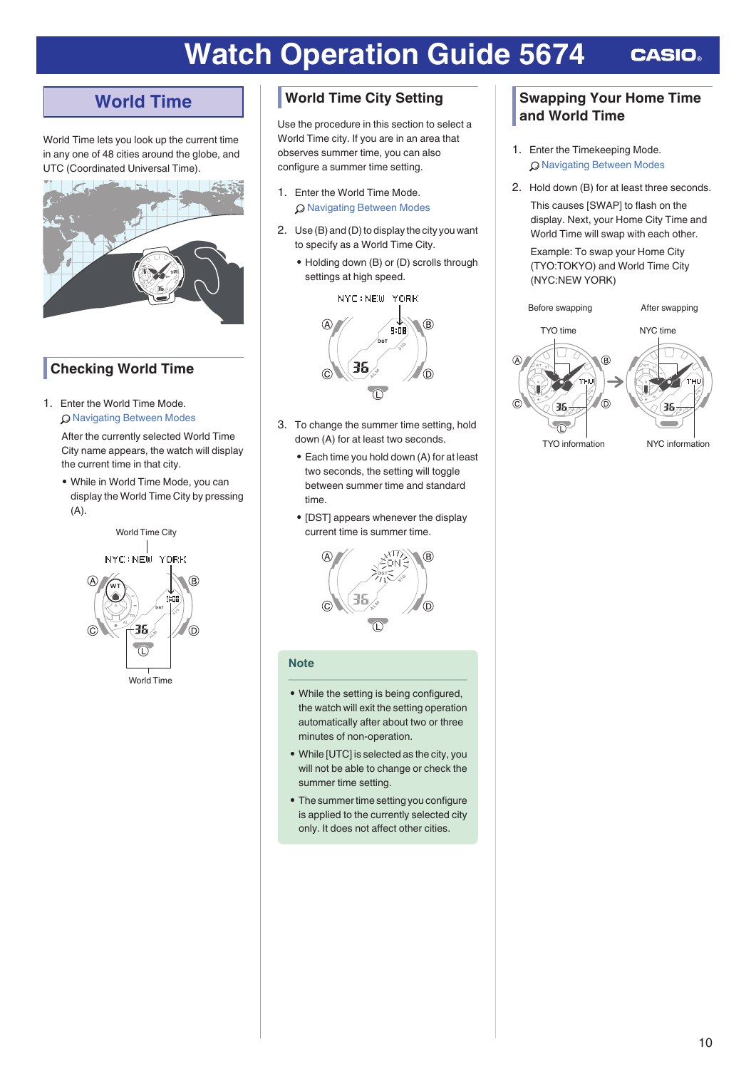# World Time

World Time lets you look up the current time in any one of 48 cities around the globe, and UTC (Coordinated Universal Time).

## Checking World Time

1. Enter the World Time Mode.
   Navigating Between Modes

   After the currently selected World Time City name appears, the watch will display the current time in that city.

   - While in World Time Mode, you can display the World Time City by pressing (A).

World Time City

World Time

## World Time City Setting

Use the procedure in this section to select a World Time city. If you are in an area that observes summer time, you can also configure a summer time setting.

1. Enter the World Time Mode.
   Navigating Between Modes

2. Use (B) and (D) to display the city you want to specify as a World Time City.

   - Holding down (B) or (D) scrolls through settings at high speed.

3. To change the summer time setting, hold down (A) for at least two seconds.

   - Each time you hold down (A) for at least two seconds, the setting will toggle between summer time and standard time.
   - [DST] appears whenever the display current time is summer time.

### Note

- While the setting is being configured, the watch will exit the setting operation automatically after about two or three minutes of non-operation.
- While [UTC] is selected as the city, you will not be able to change or check the summer time setting.
- The summer time setting you configure is applied to the currently selected city only. It does not affect other cities.

## Swapping Your Home Time and World Time

1. Enter the Timekeeping Mode.
   Navigating Between Modes

2. Hold down (B) for at least three seconds.

   This causes [SWAP] to flash on the display. Next, your Home City Time and World Time will swap with each other.

   Example: To swap your Home City (TYO:TOKYO) and World Time City (NYC:NEW YORK)

Before swapping / After swapping

TYO time / NYC time

TYO information / NYC information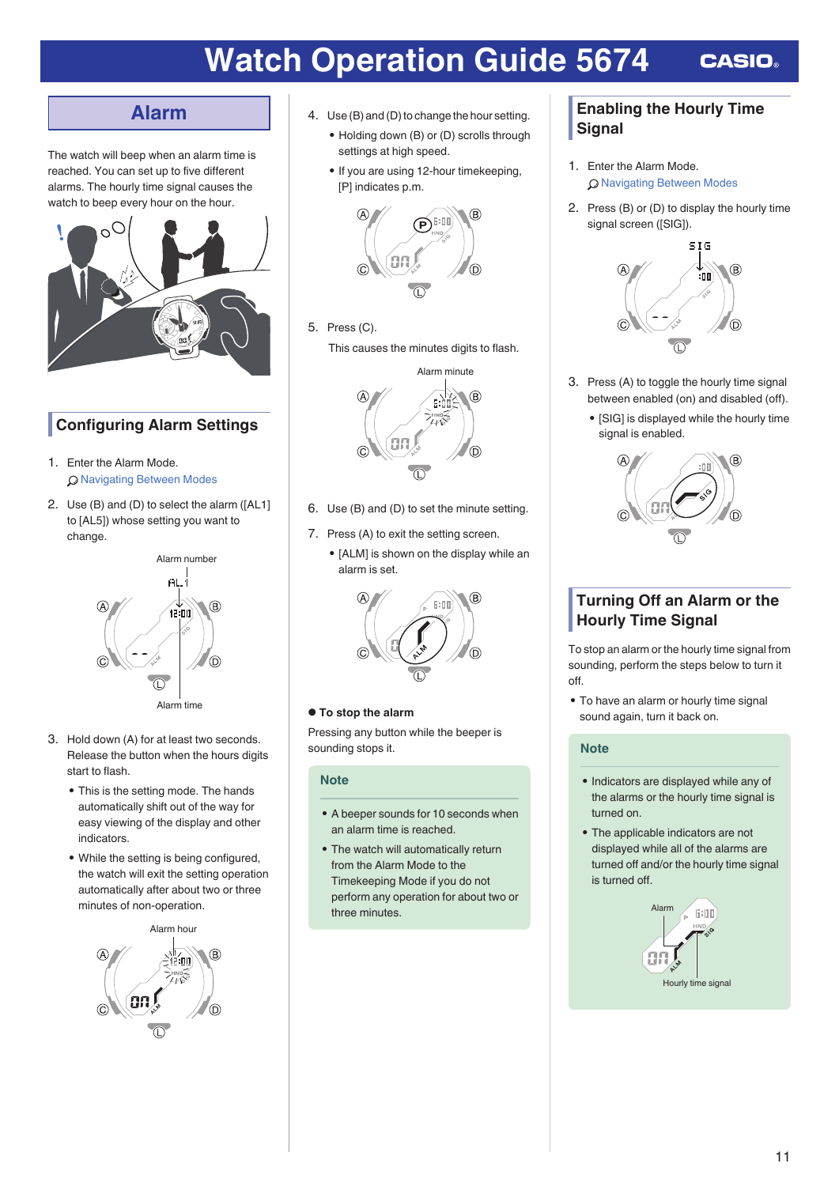# Watch Operation Guide 5674

## Alarm

The watch will beep when an alarm time is reached. You can set up to five different alarms. The hourly time signal causes the watch to beep every hour on the hour.

## Configuring Alarm Settings

1. Enter the Alarm Mode.
   Navigating Between Modes
2. Use (B) and (D) to select the alarm ([AL1] to [AL5]) whose setting you want to change.

Alarm number

Alarm time

3. Hold down (A) for at least two seconds. Release the button when the hours digits start to flash.
   - This is the setting mode. The hands automatically shift out of the way for easy viewing of the display and other indicators.
   - While the setting is being configured, the watch will exit the setting operation automatically after about two or three minutes of non-operation.

Alarm hour

4. Use (B) and (D) to change the hour setting.
   - Holding down (B) or (D) scrolls through settings at high speed.
   - If you are using 12-hour timekeeping, [P] indicates p.m.
5. Press (C).
   This causes the minutes digits to flash.

Alarm minute

6. Use (B) and (D) to set the minute setting.
7. Press (A) to exit the setting screen.
   - [ALM] is shown on the display while an alarm is set.

● **To stop the alarm**

Pressing any button while the beeper is sounding stops it.

**Note**

- A beeper sounds for 10 seconds when an alarm time is reached.
- The watch will automatically return from the Alarm Mode to the Timekeeping Mode if you do not perform any operation for about two or three minutes.

## Enabling the Hourly Time Signal

1. Enter the Alarm Mode.
   Navigating Between Modes
2. Press (B) or (D) to display the hourly time signal screen ([SIG]).
3. Press (A) to toggle the hourly time signal between enabled (on) and disabled (off).
   - [SIG] is displayed while the hourly time signal is enabled.

## Turning Off an Alarm or the Hourly Time Signal

To stop an alarm or the hourly time signal from sounding, perform the steps below to turn it off.

- To have an alarm or hourly time signal sound again, turn it back on.

**Note**

- Indicators are displayed while any of the alarms or the hourly time signal is turned on.
- The applicable indicators are not displayed while all of the alarms are turned off and/or the hourly time signal is turned off.

Alarm

Hourly time signal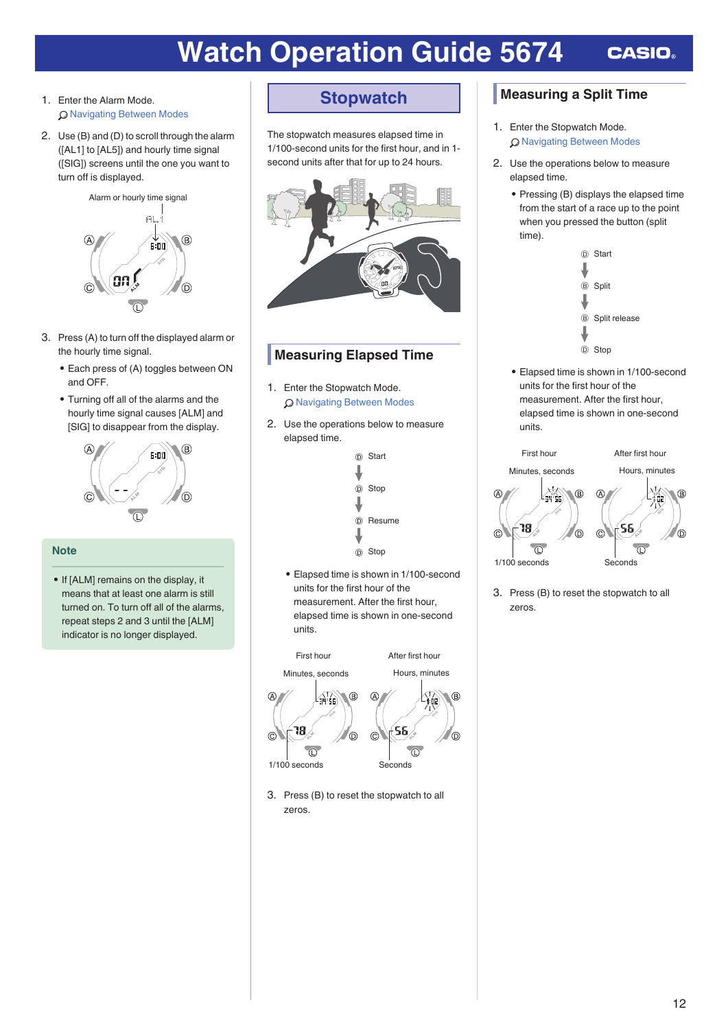1. Enter the Alarm Mode.
   Navigating Between Modes

2. Use (B) and (D) to scroll through the alarm ([AL1] to [AL5]) and hourly time signal ([SIG]) screens until the one you want to turn off is displayed.

Alarm or hourly time signal

3. Press (A) to turn off the displayed alarm or the hourly time signal.
   - Each press of (A) toggles between ON and OFF.
   - Turning off all of the alarms and the hourly time signal causes [ALM] and [SIG] to disappear from the display.

**Note**

- If [ALM] remains on the display, it means that at least one alarm is still turned on. To turn off all of the alarms, repeat steps 2 and 3 until the [ALM] indicator is no longer displayed.

# Stopwatch

The stopwatch measures elapsed time in 1/100-second units for the first hour, and in 1-second units after that for up to 24 hours.

## Measuring Elapsed Time

1. Enter the Stopwatch Mode.
   Navigating Between Modes

2. Use the operations below to measure elapsed time.

(D) Start → (D) Stop → (D) Resume → (D) Stop

- Elapsed time is shown in 1/100-second units for the first hour of the measurement. After the first hour, elapsed time is shown in one-second units.

First hour: Minutes, seconds; 1/100 seconds
After first hour: Hours, minutes; Seconds

3. Press (B) to reset the stopwatch to all zeros.

## Measuring a Split Time

1. Enter the Stopwatch Mode.
   Navigating Between Modes

2. Use the operations below to measure elapsed time.
   - Pressing (B) displays the elapsed time from the start of a race up to the point when you pressed the button (split time).

(D) Start → (B) Split → (B) Split release → (D) Stop

   - Elapsed time is shown in 1/100-second units for the first hour of the measurement. After the first hour, elapsed time is shown in one-second units.

First hour: Minutes, seconds; 1/100 seconds
After first hour: Hours, minutes; Seconds

3. Press (B) to reset the stopwatch to all zeros.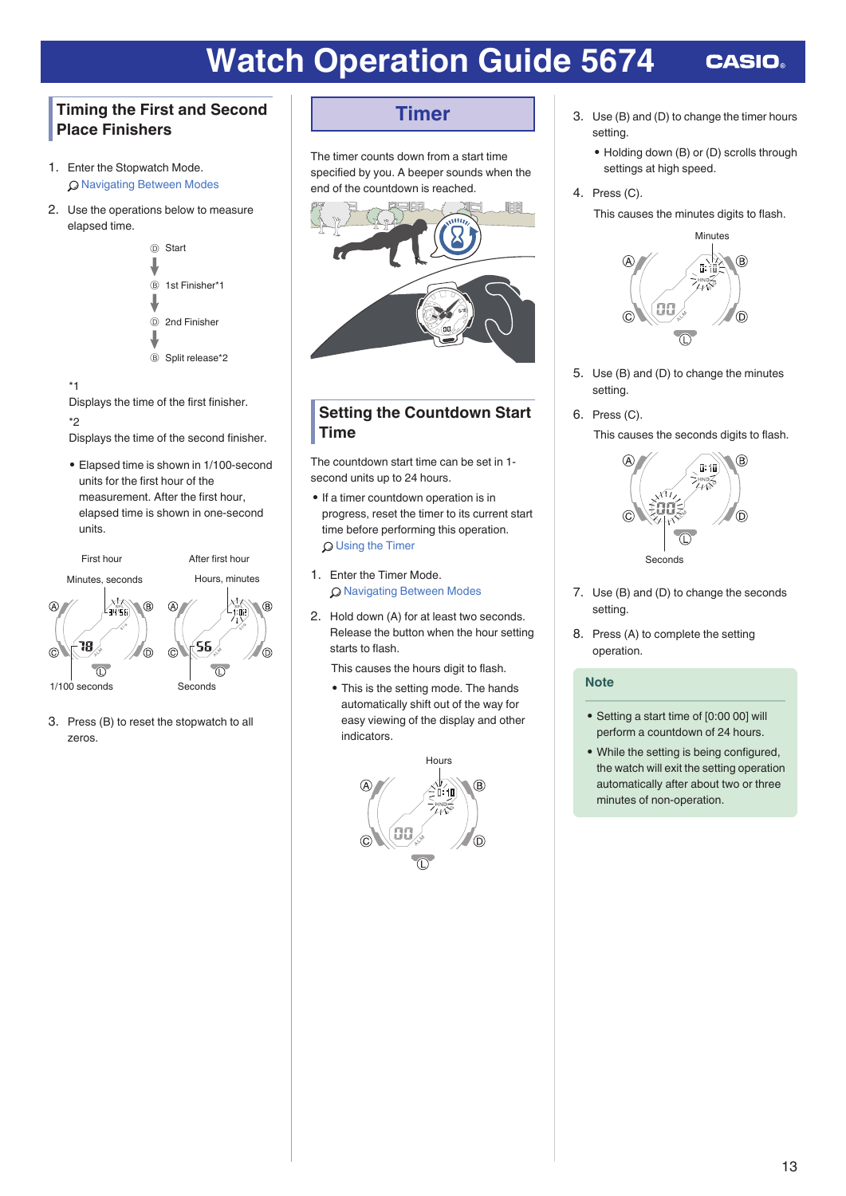## Timing the First and Second Place Finishers

1. Enter the Stopwatch Mode.
   Navigating Between Modes
2. Use the operations below to measure elapsed time.

   (D) Start
   ↓
   (B) 1st Finisher*1
   ↓
   (D) 2nd Finisher
   ↓
   (B) Split release*2

   *1
   Displays the time of the first finisher.
   *2
   Displays the time of the second finisher.

   - Elapsed time is shown in 1/100-second units for the first hour of the measurement. After the first hour, elapsed time is shown in one-second units.

   First hour: Minutes, seconds; 1/100 seconds
   After first hour: Hours, minutes; Seconds

3. Press (B) to reset the stopwatch to all zeros.

## Timer

The timer counts down from a start time specified by you. A beeper sounds when the end of the countdown is reached.

### Setting the Countdown Start Time

The countdown start time can be set in 1-second units up to 24 hours.

- If a timer countdown operation is in progress, reset the timer to its current start time before performing this operation.
  Using the Timer

1. Enter the Timer Mode.
   Navigating Between Modes
2. Hold down (A) for at least two seconds. Release the button when the hour setting starts to flash.
   This causes the hours digit to flash.
   - This is the setting mode. The hands automatically shift out of the way for easy viewing of the display and other indicators.

   Hours

3. Use (B) and (D) to change the timer hours setting.
   - Holding down (B) or (D) scrolls through settings at high speed.
4. Press (C).
   This causes the minutes digits to flash.

   Minutes

5. Use (B) and (D) to change the minutes setting.
6. Press (C).
   This causes the seconds digits to flash.

   Seconds

7. Use (B) and (D) to change the seconds setting.
8. Press (A) to complete the setting operation.

**Note**

- Setting a start time of [0:00 00] will perform a countdown of 24 hours.
- While the setting is being configured, the watch will exit the setting operation automatically after about two or three minutes of non-operation.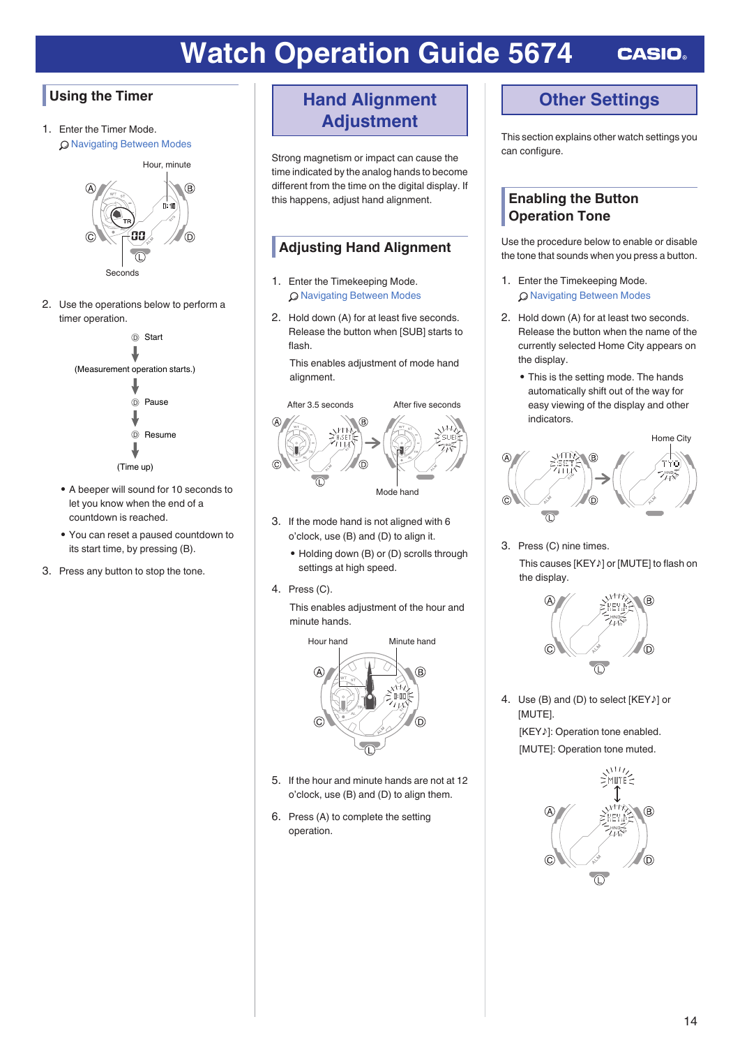# Watch Operation Guide 5674

## Using the Timer

1. Enter the Timer Mode.

   Navigating Between Modes

   Hour, minute

   Seconds

2. Use the operations below to perform a timer operation.

   (D) Start

   (Measurement operation starts.)

   (D) Pause

   (D) Resume

   (Time up)

   - A beeper will sound for 10 seconds to let you know when the end of a countdown is reached.
   - You can reset a paused countdown to its start time, by pressing (B).

3. Press any button to stop the tone.

## Hand Alignment Adjustment

Strong magnetism or impact can cause the time indicated by the analog hands to become different from the time on the digital display. If this happens, adjust hand alignment.

### Adjusting Hand Alignment

1. Enter the Timekeeping Mode.

   Navigating Between Modes

2. Hold down (A) for at least five seconds. Release the button when [SUB] starts to flash.

   This enables adjustment of mode hand alignment.

   After 3.5 seconds

   After five seconds

   Mode hand

3. If the mode hand is not aligned with 6 o'clock, use (B) and (D) to align it.

   - Holding down (B) or (D) scrolls through settings at high speed.

4. Press (C).

   This enables adjustment of the hour and minute hands.

   Hour hand

   Minute hand

5. If the hour and minute hands are not at 12 o'clock, use (B) and (D) to align them.

6. Press (A) to complete the setting operation.

## Other Settings

This section explains other watch settings you can configure.

### Enabling the Button Operation Tone

Use the procedure below to enable or disable the tone that sounds when you press a button.

1. Enter the Timekeeping Mode.

   Navigating Between Modes

2. Hold down (A) for at least two seconds. Release the button when the name of the currently selected Home City appears on the display.

   - This is the setting mode. The hands automatically shift out of the way for easy viewing of the display and other indicators.

   Home City

3. Press (C) nine times.

   This causes [KEY♪] or [MUTE] to flash on the display.

4. Use (B) and (D) to select [KEY♪] or [MUTE].

   [KEY♪]: Operation tone enabled.

   [MUTE]: Operation tone muted.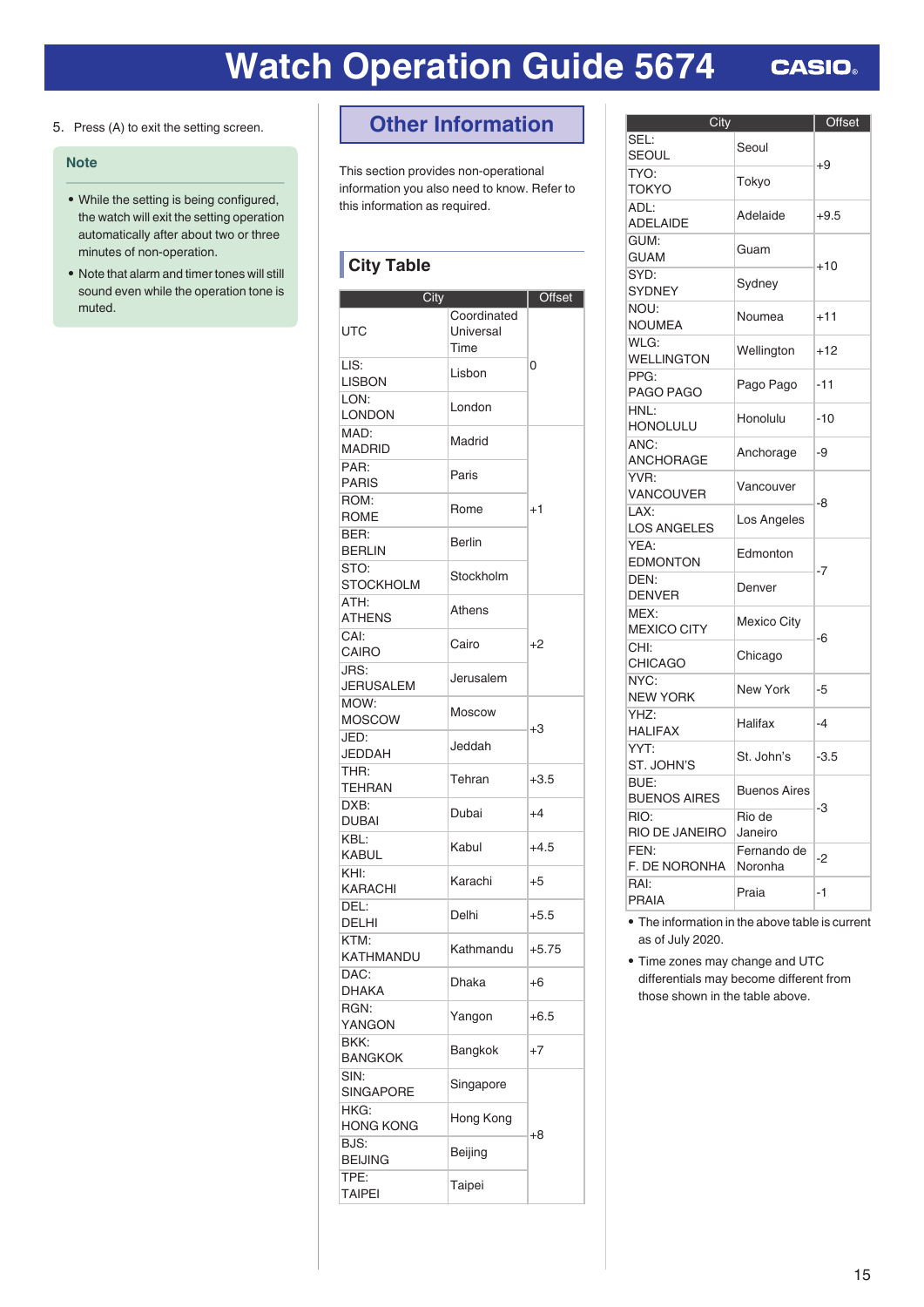5. Press (A) to exit the setting screen.

**Note**

- While the setting is being configured, the watch will exit the setting operation automatically after about two or three minutes of non-operation.
- Note that alarm and timer tones will still sound even while the operation tone is muted.

# Other Information

This section provides non-operational information you also need to know. Refer to this information as required.

## City Table

| City | | Offset |
|---|---|---|
| UTC | Coordinated Universal Time | 0 |
| LIS: LISBON | Lisbon | |
| LON: LONDON | London | |
| MAD: MADRID | Madrid | +1 |
| PAR: PARIS | Paris | |
| ROM: ROME | Rome | |
| BER: BERLIN | Berlin | |
| STO: STOCKHOLM | Stockholm | |
| ATH: ATHENS | Athens | +2 |
| CAI: CAIRO | Cairo | |
| JRS: JERUSALEM | Jerusalem | |
| MOW: MOSCOW | Moscow | +3 |
| JED: JEDDAH | Jeddah | |
| THR: TEHRAN | Tehran | +3.5 |
| DXB: DUBAI | Dubai | +4 |
| KBL: KABUL | Kabul | +4.5 |
| KHI: KARACHI | Karachi | +5 |
| DEL: DELHI | Delhi | +5.5 |
| KTM: KATHMANDU | Kathmandu | +5.75 |
| DAC: DHAKA | Dhaka | +6 |
| RGN: YANGON | Yangon | +6.5 |
| BKK: BANGKOK | Bangkok | +7 |
| SIN: SINGAPORE | Singapore | +8 |
| HKG: HONG KONG | Hong Kong | |
| BJS: BEIJING | Beijing | |
| TPE: TAIPEI | Taipei | |
| SEL: SEOUL | Seoul | +9 |
| TYO: TOKYO | Tokyo | |
| ADL: ADELAIDE | Adelaide | +9.5 |
| GUM: GUAM | Guam | +10 |
| SYD: SYDNEY | Sydney | |
| NOU: NOUMEA | Noumea | +11 |
| WLG: WELLINGTON | Wellington | +12 |
| PPG: PAGO PAGO | Pago Pago | -11 |
| HNL: HONOLULU | Honolulu | -10 |
| ANC: ANCHORAGE | Anchorage | -9 |
| YVR: VANCOUVER | Vancouver | -8 |
| LAX: LOS ANGELES | Los Angeles | |
| YEA: EDMONTON | Edmonton | -7 |
| DEN: DENVER | Denver | |
| MEX: MEXICO CITY | Mexico City | -6 |
| CHI: CHICAGO | Chicago | |
| NYC: NEW YORK | New York | -5 |
| YHZ: HALIFAX | Halifax | -4 |
| YYT: ST. JOHN'S | St. John's | -3.5 |
| BUE: BUENOS AIRES | Buenos Aires | -3 |
| RIO: RIO DE JANEIRO | Rio de Janeiro | |
| FEN: F. DE NORONHA | Fernando de Noronha | -2 |
| RAI: PRAIA | Praia | -1 |

- The information in the above table is current as of July 2020.
- Time zones may change and UTC differentials may become different from those shown in the table above.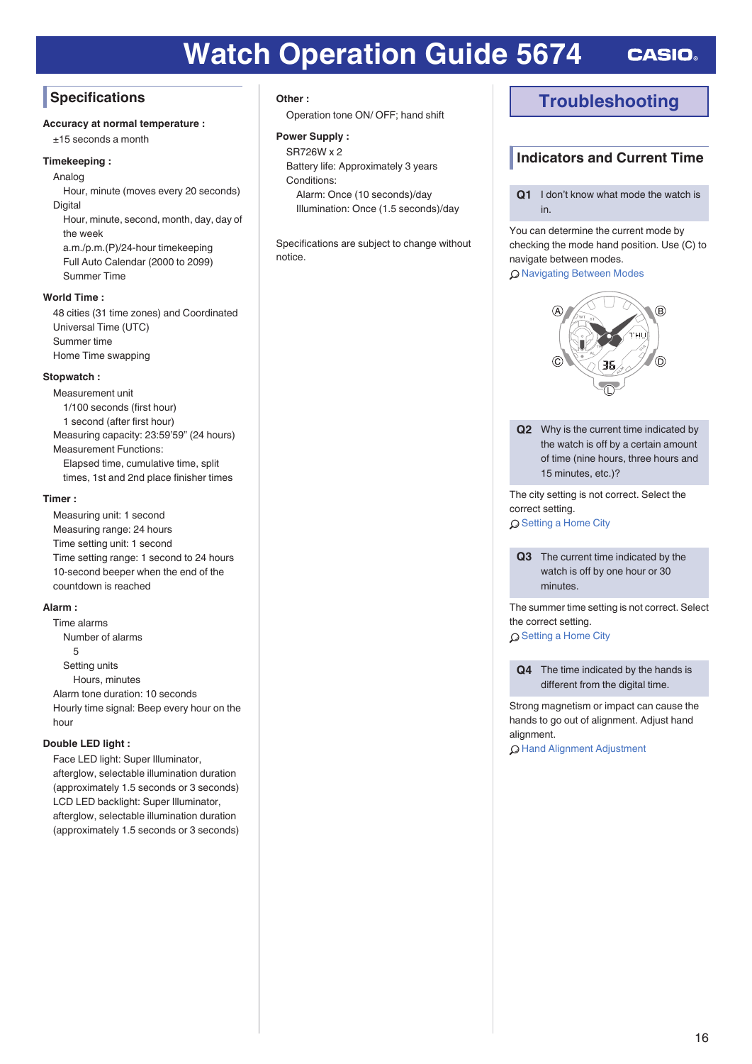# Watch Operation Guide 5674

## Specifications

**Accuracy at normal temperature :**
±15 seconds a month

**Timekeeping :**
Analog
Hour, minute (moves every 20 seconds)
Digital
Hour, minute, second, month, day, day of the week
a.m./p.m.(P)/24-hour timekeeping
Full Auto Calendar (2000 to 2099)
Summer Time

**World Time :**
48 cities (31 time zones) and Coordinated Universal Time (UTC)
Summer time
Home Time swapping

**Stopwatch :**
Measurement unit
1/100 seconds (first hour)
1 second (after first hour)
Measuring capacity: 23:59'59" (24 hours)
Measurement Functions:
Elapsed time, cumulative time, split times, 1st and 2nd place finisher times

**Timer :**
Measuring unit: 1 second
Measuring range: 24 hours
Time setting unit: 1 second
Time setting range: 1 second to 24 hours
10-second beeper when the end of the countdown is reached

**Alarm :**
Time alarms
Number of alarms
5
Setting units
Hours, minutes
Alarm tone duration: 10 seconds
Hourly time signal: Beep every hour on the hour

**Double LED light :**
Face LED light: Super Illuminator, afterglow, selectable illumination duration (approximately 1.5 seconds or 3 seconds)
LCD LED backlight: Super Illuminator, afterglow, selectable illumination duration (approximately 1.5 seconds or 3 seconds)

**Other :**
Operation tone ON/ OFF; hand shift

**Power Supply :**
SR726W x 2
Battery life: Approximately 3 years
Conditions:
Alarm: Once (10 seconds)/day
Illumination: Once (1.5 seconds)/day

Specifications are subject to change without notice.

## Troubleshooting

### Indicators and Current Time

**Q1** I don't know what mode the watch is in.

You can determine the current mode by checking the mode hand position. Use (C) to navigate between modes.
Navigating Between Modes

**Q2** Why is the current time indicated by the watch is off by a certain amount of time (nine hours, three hours and 15 minutes, etc.)?

The city setting is not correct. Select the correct setting.
Setting a Home City

**Q3** The current time indicated by the watch is off by one hour or 30 minutes.

The summer time setting is not correct. Select the correct setting.
Setting a Home City

**Q4** The time indicated by the hands is different from the digital time.

Strong magnetism or impact can cause the hands to go out of alignment. Adjust hand alignment.
Hand Alignment Adjustment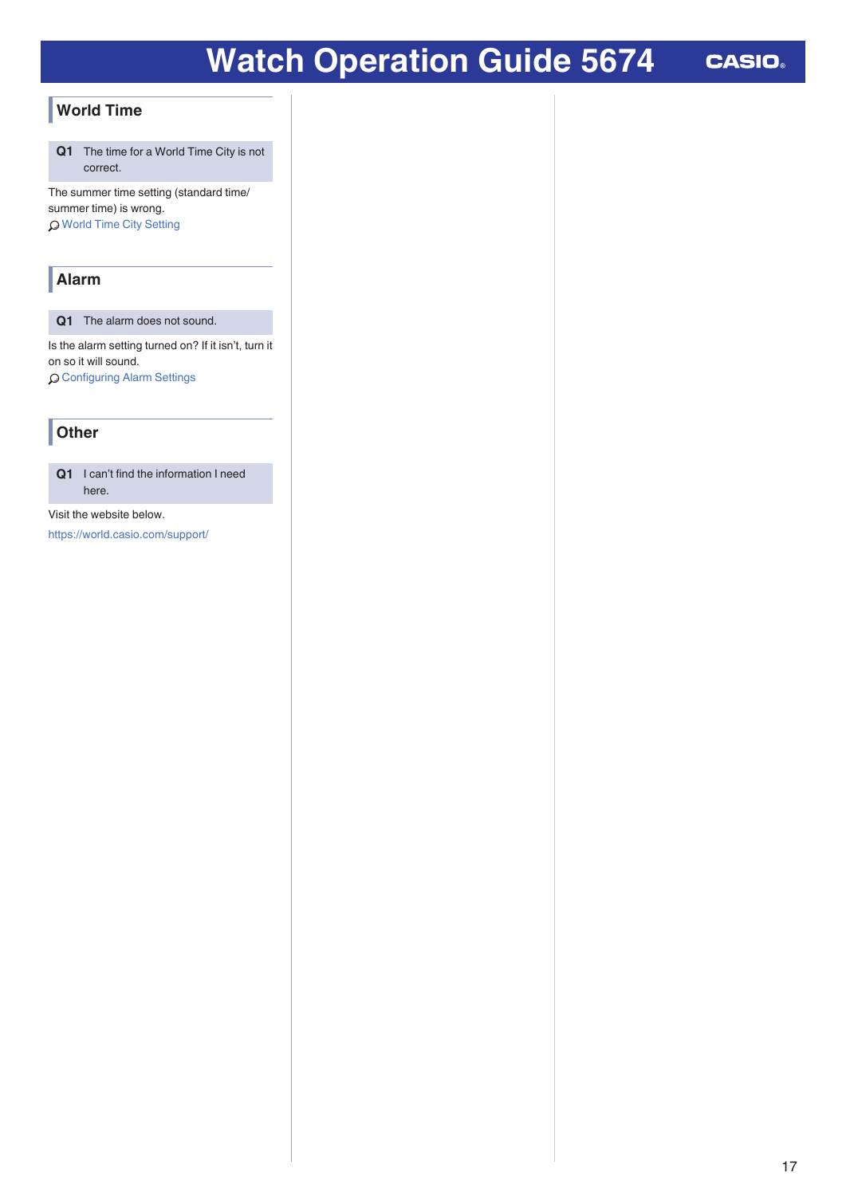## World Time

**Q1** The time for a World Time City is not correct.

The summer time setting (standard time/ summer time) is wrong.

World Time City Setting

## Alarm

**Q1** The alarm does not sound.

Is the alarm setting turned on? If it isn't, turn it on so it will sound.

Configuring Alarm Settings

## Other

**Q1** I can't find the information I need here.

Visit the website below.

https://world.casio.com/support/